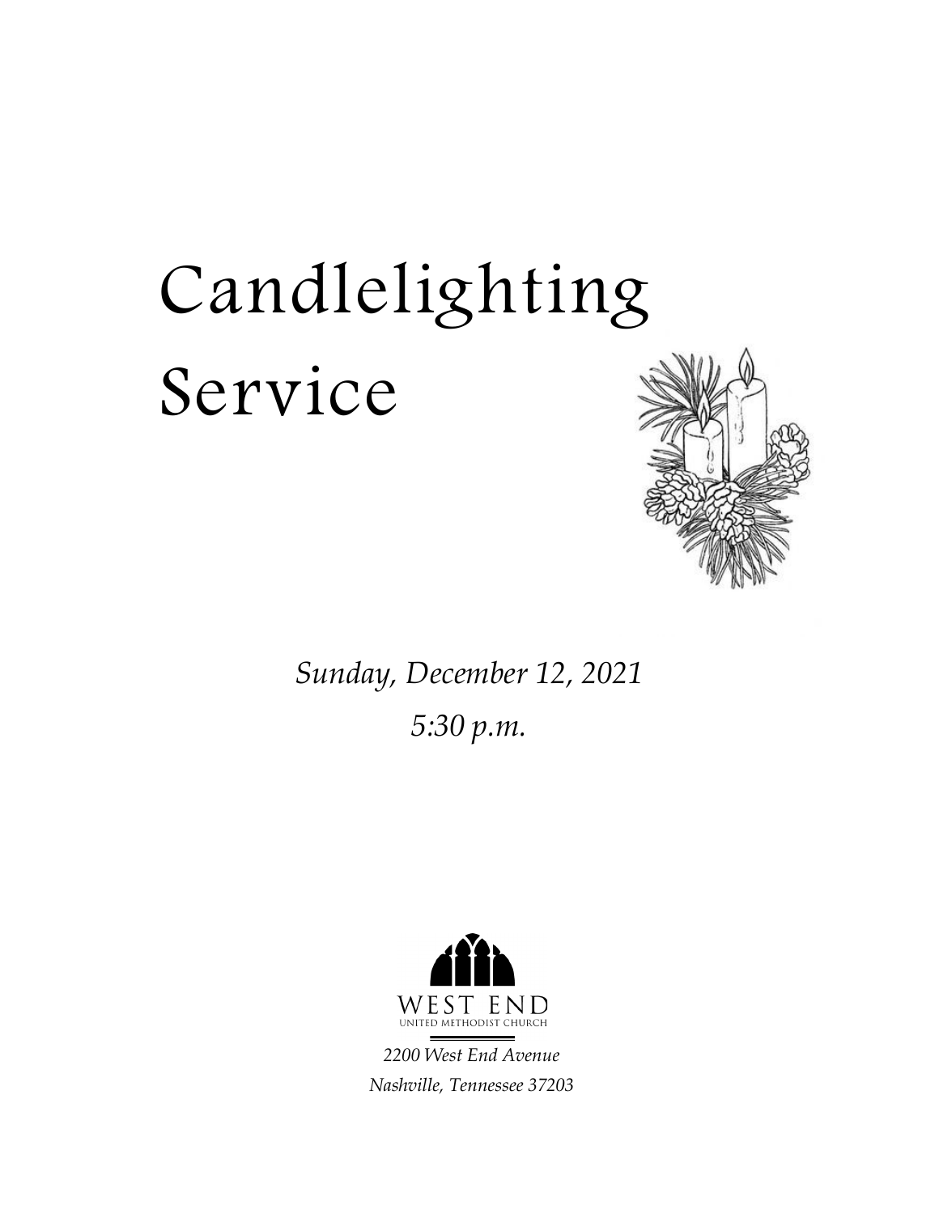# Candlelighting Service

*Sunday, December 12, 2021*

*5:30 p.m.*

WEST END

UNITED METHODIST CHURCH

*2200 West End Avenue*

*Nashville, Tennessee 37203*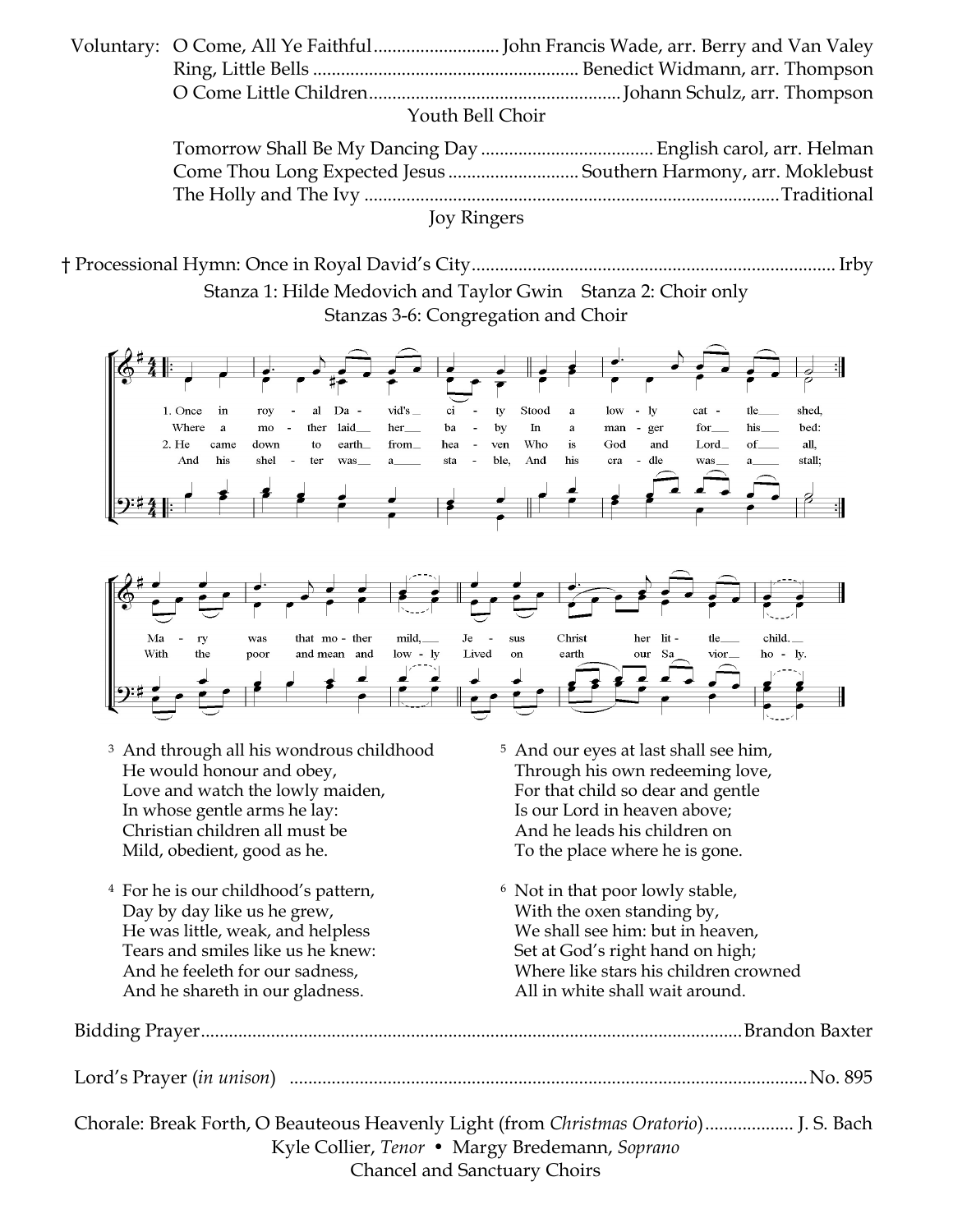Voluntary: O Come, All Ye Faithful........................... John Francis Wade, arr. Berry and Van Valey
Ring, Little Bells ........................................................ Benedict Widmann, arr. Thompson
O Come Little Children..................................................... Johann Schulz, arr. Thompson

Youth Bell Choir

Tomorrow Shall Be My Dancing Day .................................... English carol, arr. Helman
Come Thou Long Expected Jesus ........................... Southern Harmony, arr. Moklebust
The Holly and The Ivy .......................................................................................Traditional

Joy Ringers

† Processional Hymn: Once in Royal David's City.............................................................................. Irby

Stanza 1: Hilde Medovich and Taylor Gwin    Stanza 2: Choir only
Stanzas 3-6: Congregation and Choir

1. Once in royal David's city
Stood a lowly cattle shed,
Where a mother laid her baby
In a manger for his bed:
Mary was that mother mild,
Jesus Christ her little child.

2. He came down to earth from heaven
Who is God and Lord of all,
And his shelter was a stable,
And his cradle was a stall;
With the poor and mean and lowly
Lived on earth our Saviour holy.

3 And through all his wondrous childhood
He would honour and obey,
Love and watch the lowly maiden,
In whose gentle arms he lay:
Christian children all must be
Mild, obedient, good as he.

4 For he is our childhood's pattern,
Day by day like us he grew,
He was little, weak, and helpless
Tears and smiles like us he knew:
And he feeleth for our sadness,
And he shareth in our gladness.

5 And our eyes at last shall see him,
Through his own redeeming love,
For that child so dear and gentle
Is our Lord in heaven above;
And he leads his children on
To the place where he is gone.

6 Not in that poor lowly stable,
With the oxen standing by,
We shall see him: but in heaven,
Set at God's right hand on high;
Where like stars his children crowned
All in white shall wait around.

Bidding Prayer.................................................................................................................Brandon Baxter

Lord's Prayer (*in unison*) ...........................................................................................................No. 895

Chorale: Break Forth, O Beauteous Heavenly Light (from *Christmas Oratorio*).................. J. S. Bach

Kyle Collier, *Tenor* • Margy Bredemann, *Soprano*

Chancel and Sanctuary Choirs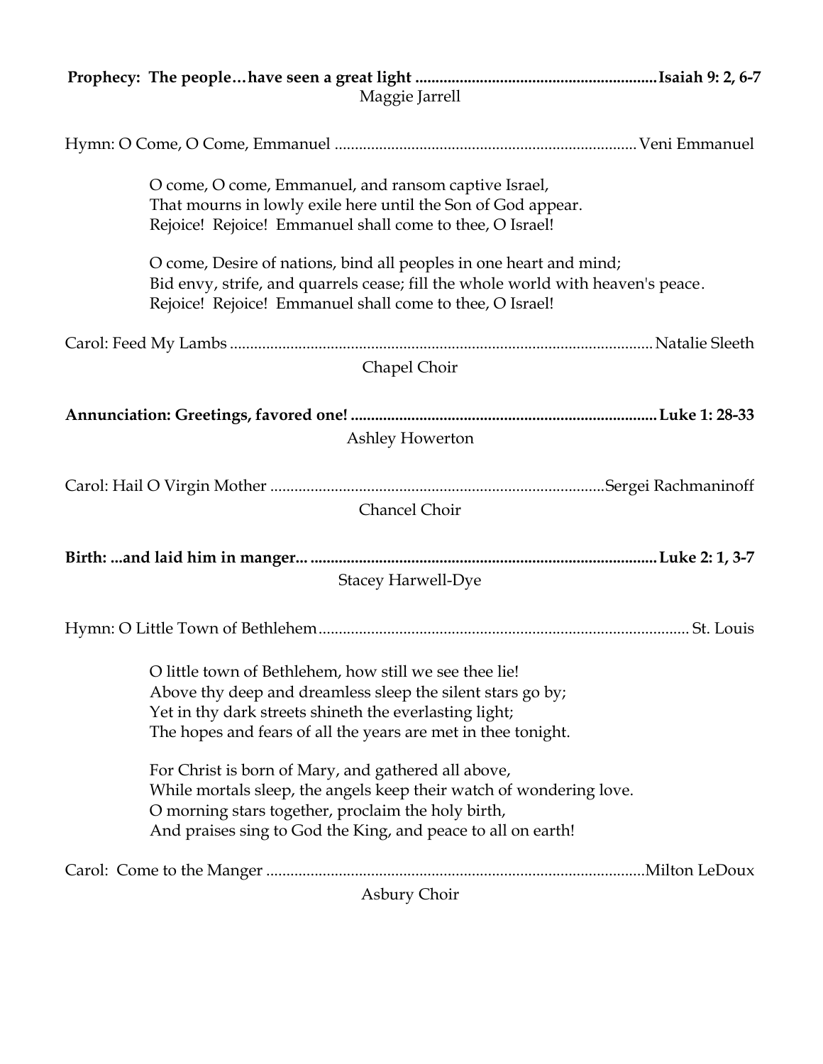**Prophecy: The people…have seen a great light ............................................................ Isaiah 9: 2, 6-7**

Maggie Jarrell

Hymn: O Come, O Come, Emmanuel .......................................................................... Veni Emmanuel

O come, O come, Emmanuel, and ransom captive Israel,
That mourns in lowly exile here until the Son of God appear.
Rejoice! Rejoice! Emmanuel shall come to thee, O Israel!

O come, Desire of nations, bind all peoples in one heart and mind;
Bid envy, strife, and quarrels cease; fill the whole world with heaven's peace.
Rejoice! Rejoice! Emmanuel shall come to thee, O Israel!

Carol: Feed My Lambs ......................................................................................................... Natalie Sleeth

Chapel Choir

**Annunciation: Greetings, favored one! ............................................................................ Luke 1: 28-33**

Ashley Howerton

Carol: Hail O Virgin Mother ................................................................................ Sergei Rachmaninoff

Chancel Choir

**Birth: ...and laid him in manger... ..................................................................................... Luke 2: 1, 3-7**

Stacey Harwell-Dye

Hymn: O Little Town of Bethlehem ........................................................................................... St. Louis

O little town of Bethlehem, how still we see thee lie!
Above thy deep and dreamless sleep the silent stars go by;
Yet in thy dark streets shineth the everlasting light;
The hopes and fears of all the years are met in thee tonight.

For Christ is born of Mary, and gathered all above,
While mortals sleep, the angels keep their watch of wondering love.
O morning stars together, proclaim the holy birth,
And praises sing to God the King, and peace to all on earth!

Carol: Come to the Manger ............................................................................................ Milton LeDoux

Asbury Choir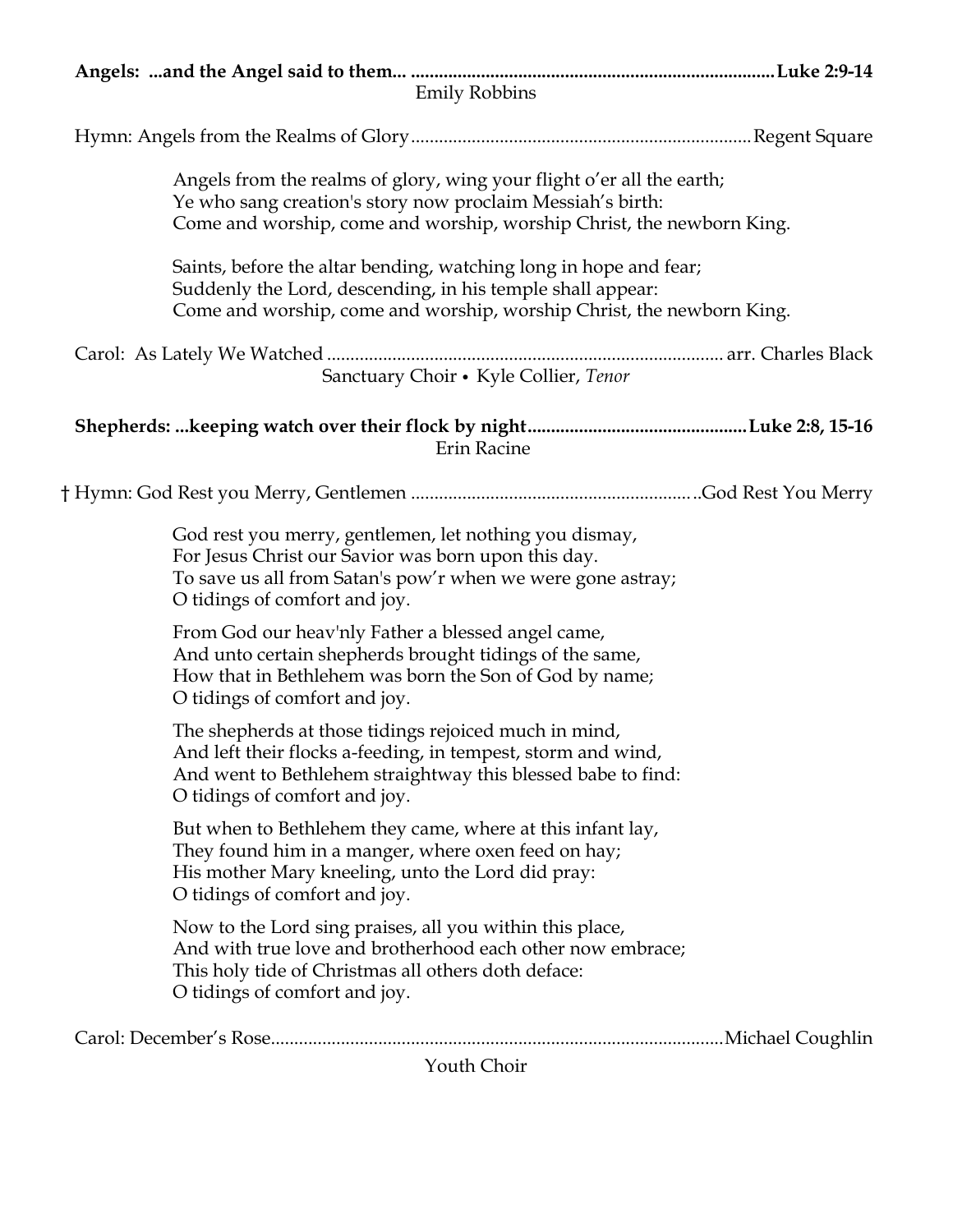**Angels: ...and the Angel said to them... .............................................................................Luke 2:9-14**
Emily Robbins

Hymn: Angels from the Realms of Glory........................................................................Regent Square

Angels from the realms of glory, wing your flight o'er all the earth;
Ye who sang creation's story now proclaim Messiah's birth:
Come and worship, come and worship, worship Christ, the newborn King.

Saints, before the altar bending, watching long in hope and fear;
Suddenly the Lord, descending, in his temple shall appear:
Come and worship, come and worship, worship Christ, the newborn King.

Carol: As Lately We Watched .................................................................................... arr. Charles Black
Sanctuary Choir • Kyle Collier, *Tenor*

**Shepherds: ...keeping watch over their flock by night..............................................Luke 2:8, 15-16**
Erin Racine

† Hymn: God Rest you Merry, Gentlemen ............................................................God Rest You Merry

God rest you merry, gentlemen, let nothing you dismay,
For Jesus Christ our Savior was born upon this day.
To save us all from Satan's pow'r when we were gone astray;
O tidings of comfort and joy.

From God our heav'nly Father a blessed angel came,
And unto certain shepherds brought tidings of the same,
How that in Bethlehem was born the Son of God by name;
O tidings of comfort and joy.

The shepherds at those tidings rejoiced much in mind,
And left their flocks a-feeding, in tempest, storm and wind,
And went to Bethlehem straightway this blessed babe to find:
O tidings of comfort and joy.

But when to Bethlehem they came, where at this infant lay,
They found him in a manger, where oxen feed on hay;
His mother Mary kneeling, unto the Lord did pray:
O tidings of comfort and joy.

Now to the Lord sing praises, all you within this place,
And with true love and brotherhood each other now embrace;
This holy tide of Christmas all others doth deface:
O tidings of comfort and joy.

Carol: December's Rose................................................................................................Michael Coughlin
Youth Choir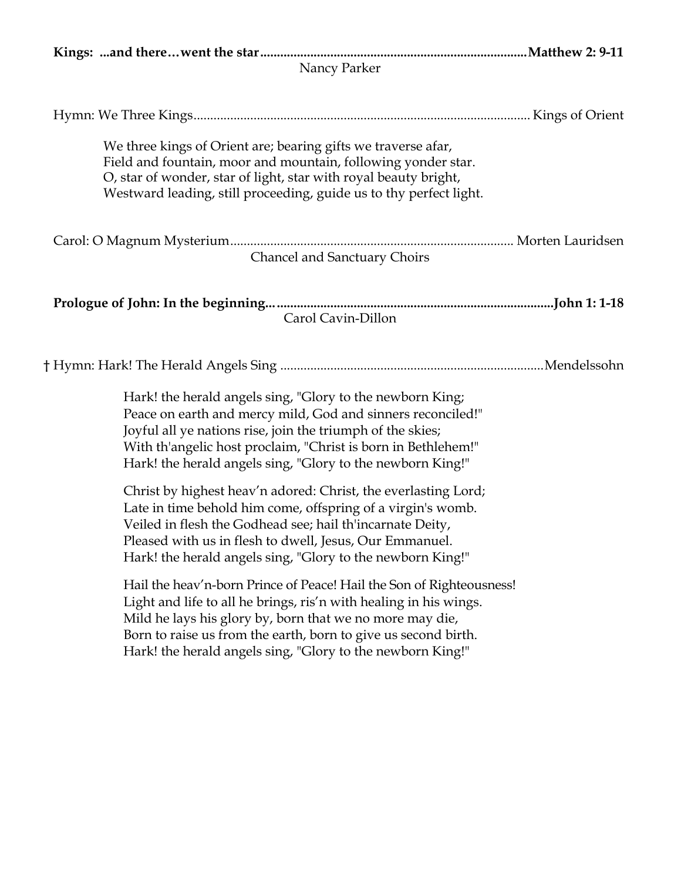**Kings: ...and there…went the star..............................................................................................Matthew 2: 9-11**

Nancy Parker

Hymn: We Three Kings..................................................................................................... Kings of Orient

We three kings of Orient are; bearing gifts we traverse afar,
Field and fountain, moor and mountain, following yonder star.
O, star of wonder, star of light, star with royal beauty bright,
Westward leading, still proceeding, guide us to thy perfect light.

Carol: O Magnum Mysterium.................................................................................... Morten Lauridsen

Chancel and Sanctuary Choirs

**Prologue of John: In the beginning... .................................................................................John 1: 1-18**

Carol Cavin-Dillon

† Hymn: Hark! The Herald Angels Sing ..............................................................................Mendelssohn

Hark! the herald angels sing, "Glory to the newborn King;
Peace on earth and mercy mild, God and sinners reconciled!"
Joyful all ye nations rise, join the triumph of the skies;
With th'angelic host proclaim, "Christ is born in Bethlehem!"
Hark! the herald angels sing, "Glory to the newborn King!"

Christ by highest heav'n adored: Christ, the everlasting Lord;
Late in time behold him come, offspring of a virgin's womb.
Veiled in flesh the Godhead see; hail th'incarnate Deity,
Pleased with us in flesh to dwell, Jesus, Our Emmanuel.
Hark! the herald angels sing, "Glory to the newborn King!"

Hail the heav'n-born Prince of Peace! Hail the Son of Righteousness!
Light and life to all he brings, ris'n with healing in his wings.
Mild he lays his glory by, born that we no more may die,
Born to raise us from the earth, born to give us second birth.
Hark! the herald angels sing, "Glory to the newborn King!"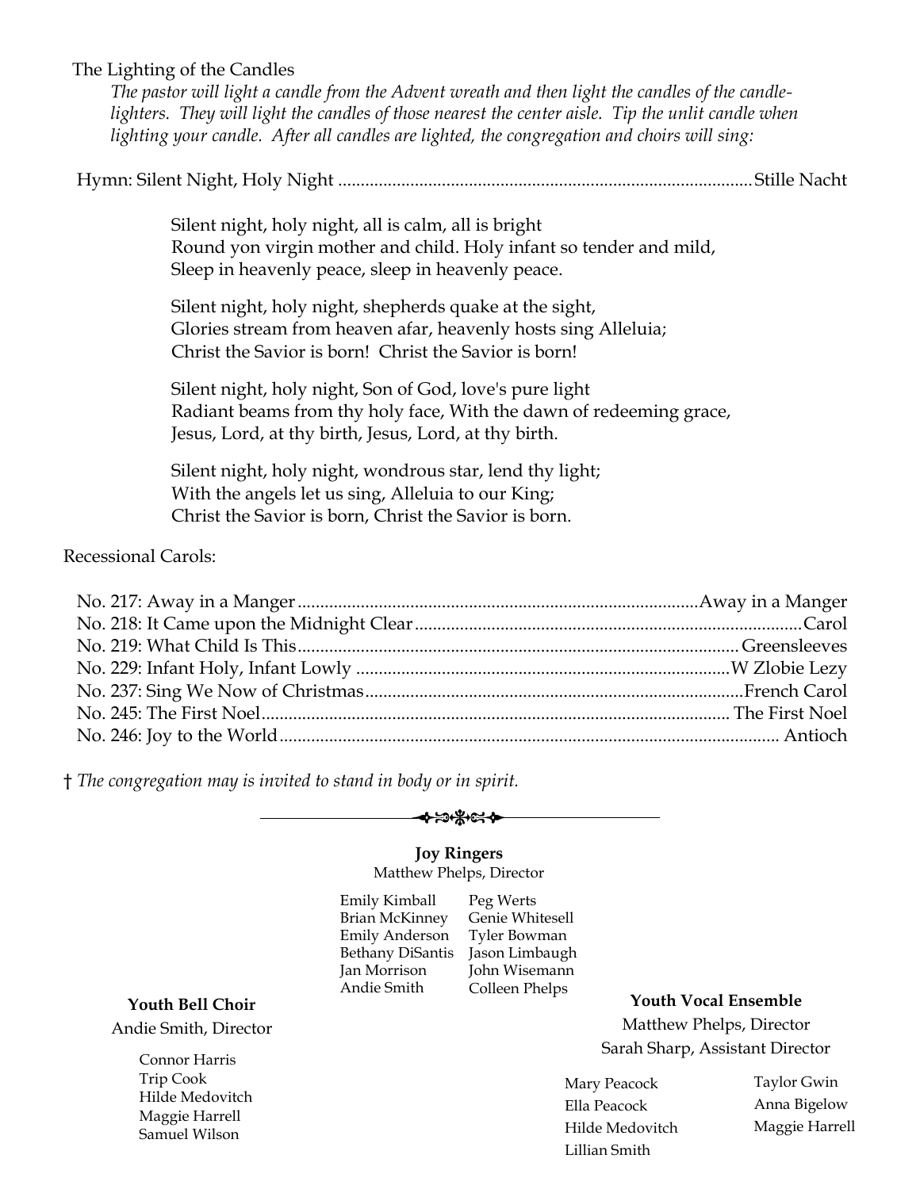The Lighting of the Candles

*The pastor will light a candle from the Advent wreath and then light the candles of the candle-lighters. They will light the candles of those nearest the center aisle. Tip the unlit candle when lighting your candle. After all candles are lighted, the congregation and choirs will sing:*

Hymn: Silent Night, Holy Night ............................................................................................ Stille Nacht

Silent night, holy night, all is calm, all is bright
Round yon virgin mother and child. Holy infant so tender and mild,
Sleep in heavenly peace, sleep in heavenly peace.

Silent night, holy night, shepherds quake at the sight,
Glories stream from heaven afar, heavenly hosts sing Alleluia;
Christ the Savior is born! Christ the Savior is born!

Silent night, holy night, Son of God, love's pure light
Radiant beams from thy holy face, With the dawn of redeeming grace,
Jesus, Lord, at thy birth, Jesus, Lord, at thy birth.

Silent night, holy night, wondrous star, lend thy light;
With the angels let us sing, Alleluia to our King;
Christ the Savior is born, Christ the Savior is born.

Recessional Carols:

No. 217: Away in a Manger ........................................................................................ Away in a Manger
No. 218: It Came upon the Midnight Clear ..................................................................................... Carol
No. 219: What Child Is This ................................................................................................. Greensleeves
No. 229: Infant Holy, Infant Lowly .................................................................................. W Zlobie Lezy
No. 237: Sing We Now of Christmas .................................................................................. French Carol
No. 245: The First Noel .................................................................................................... The First Noel
No. 246: Joy to the World ........................................................................................................... Antioch

† *The congregation may is invited to stand in body or in spirit.*

---

**Joy Ringers**
Matthew Phelps, Director

Emily Kimball
Brian McKinney
Emily Anderson
Bethany DiSantis
Jan Morrison
Andie Smith
Peg Werts
Genie Whitesell
Tyler Bowman
Jason Limbaugh
John Wisemann
Colleen Phelps

**Youth Bell Choir**
Andie Smith, Director

Connor Harris
Trip Cook
Hilde Medovitch
Maggie Harrell
Samuel Wilson

**Youth Vocal Ensemble**
Matthew Phelps, Director
Sarah Sharp, Assistant Director

Mary Peacock
Ella Peacock
Hilde Medovitch
Lillian Smith
Taylor Gwin
Anna Bigelow
Maggie Harrell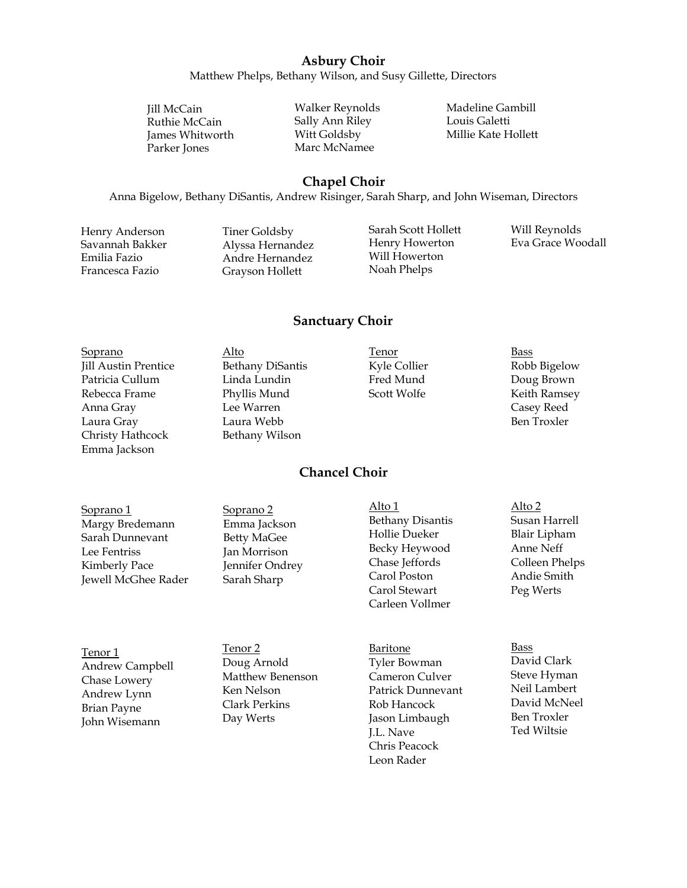## Asbury Choir

Matthew Phelps, Bethany Wilson, and Susy Gillette, Directors

Jill McCain
Ruthie McCain
James Whitworth
Parker Jones
Walker Reynolds
Sally Ann Riley
Witt Goldsby
Marc McNamee
Madeline Gambill
Louis Galetti
Millie Kate Hollett

## Chapel Choir

Anna Bigelow, Bethany DiSantis, Andrew Risinger, Sarah Sharp, and John Wiseman, Directors

Henry Anderson
Savannah Bakker
Emilia Fazio
Francesca Fazio
Tiner Goldsby
Alyssa Hernandez
Andre Hernandez
Grayson Hollett
Sarah Scott Hollett
Henry Howerton
Will Howerton
Noah Phelps
Will Reynolds
Eva Grace Woodall

## Sanctuary Choir

Soprano
Jill Austin Prentice
Patricia Cullum
Rebecca Frame
Anna Gray
Laura Gray
Christy Hathcock
Emma Jackson

Alto
Bethany DiSantis
Linda Lundin
Phyllis Mund
Lee Warren
Laura Webb
Bethany Wilson

Tenor
Kyle Collier
Fred Mund
Scott Wolfe

Bass
Robb Bigelow
Doug Brown
Keith Ramsey
Casey Reed
Ben Troxler

## Chancel Choir

Soprano 1
Margy Bredemann
Sarah Dunnevant
Lee Fentriss
Kimberly Pace
Jewell McGhee Rader

Soprano 2
Emma Jackson
Betty MaGee
Jan Morrison
Jennifer Ondrey
Sarah Sharp

Alto 1
Bethany Disantis
Hollie Dueker
Becky Heywood
Chase Jeffords
Carol Poston
Carol Stewart
Carleen Vollmer

Alto 2
Susan Harrell
Blair Lipham
Anne Neff
Colleen Phelps
Andie Smith
Peg Werts

Tenor 1
Andrew Campbell
Chase Lowery
Andrew Lynn
Brian Payne
John Wisemann

Tenor 2
Doug Arnold
Matthew Benenson
Ken Nelson
Clark Perkins
Day Werts

Baritone
Tyler Bowman
Cameron Culver
Patrick Dunnevant
Rob Hancock
Jason Limbaugh
J.L. Nave
Chris Peacock
Leon Rader

Bass
David Clark
Steve Hyman
Neil Lambert
David McNeel
Ben Troxler
Ted Wiltsie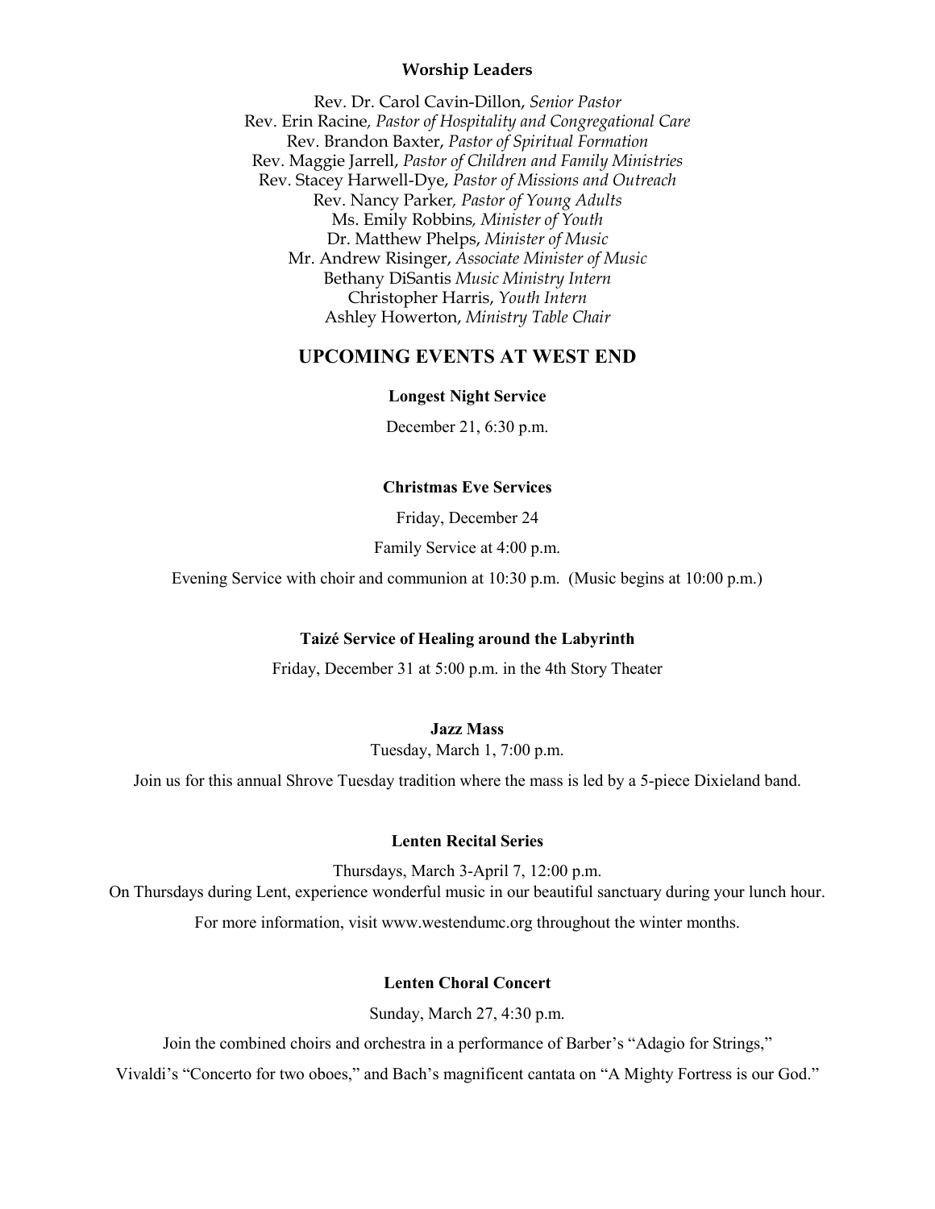**Worship Leaders**

Rev. Dr. Carol Cavin-Dillon, *Senior Pastor*
Rev. Erin Racine, *Pastor of Hospitality and Congregational Care*
Rev. Brandon Baxter, *Pastor of Spiritual Formation*
Rev. Maggie Jarrell, *Pastor of Children and Family Ministries*
Rev. Stacey Harwell-Dye, *Pastor of Missions and Outreach*
Rev. Nancy Parker, *Pastor of Young Adults*
Ms. Emily Robbins, *Minister of Youth*
Dr. Matthew Phelps, *Minister of Music*
Mr. Andrew Risinger, *Associate Minister of Music*
Bethany DiSantis *Music Ministry Intern*
Christopher Harris, *Youth Intern*
Ashley Howerton, *Ministry Table Chair*

## UPCOMING EVENTS AT WEST END

**Longest Night Service**

December 21, 6:30 p.m.

**Christmas Eve Services**

Friday, December 24

Family Service at 4:00 p.m.

Evening Service with choir and communion at 10:30 p.m. (Music begins at 10:00 p.m.)

**Taizé Service of Healing around the Labyrinth**

Friday, December 31 at 5:00 p.m. in the 4th Story Theater

**Jazz Mass**

Tuesday, March 1, 7:00 p.m.

Join us for this annual Shrove Tuesday tradition where the mass is led by a 5-piece Dixieland band.

**Lenten Recital Series**

Thursdays, March 3-April 7, 12:00 p.m.
On Thursdays during Lent, experience wonderful music in our beautiful sanctuary during your lunch hour.

For more information, visit www.westendumc.org throughout the winter months.

**Lenten Choral Concert**

Sunday, March 27, 4:30 p.m.

Join the combined choirs and orchestra in a performance of Barber's "Adagio for Strings,"

Vivaldi's "Concerto for two oboes," and Bach's magnificent cantata on "A Mighty Fortress is our God."